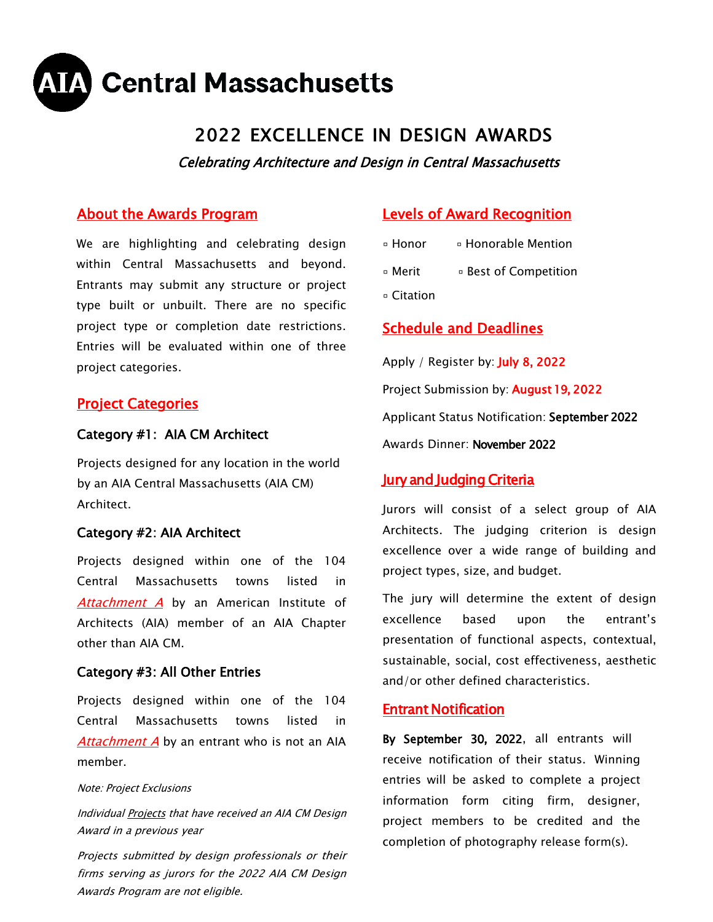# AIA Central Massachusetts

## 2022 EXCELLENCE IN DESIGN AWARDS

*Celebrating Architecture and Design in Central Massachusetts*

### About the Awards Program

We are highlighting and celebrating design within Central Massachusetts and beyond. Entrants may submit any structure or project type built or unbuilt. There are no specific project type or completion date restrictions. Entries will be evaluated within one of three project categories.

### Project Categories

**Category #1: AIA CM Architect**

Projects designed for any location in the world by an AIA Central Massachusetts (AIA CM) Architect.

**Category #2: AIA Architect**

Projects designed within one of the 104 Central Massachusetts towns listed in *Attachment A* by an American Institute of Architects (AIA) member of an AIA Chapter other than AIA CM.

**Category #3: All Other Entries**

Projects designed within one of the 104 Central Massachusetts towns listed in *Attachment A* by an entrant who is not an AIA member.

*Note: Project Exclusions*

*Individual Projects that have received an AIA CM Design Award in a previous year*

*Projects submitted by design professionals or their firms serving as jurors for the 2022 AIA CM Design Awards Program are not eligible.*

### Levels of Award Recognition

- Honor
- Honorable Mention
- Merit
- Best of Competition
- Citation

### Schedule and Deadlines

Apply / Register by: July 8, 2022

Project Submission by: August 19, 2022

Applicant Status Notification: September 2022

Awards Dinner: November 2022

### Jury and Judging Criteria

Jurors will consist of a select group of AIA Architects. The judging criterion is design excellence over a wide range of building and project types, size, and budget.

The jury will determine the extent of design excellence based upon the entrant's presentation of functional aspects, contextual, sustainable, social, cost effectiveness, aesthetic and/or other defined characteristics.

### Entrant Notification

**By September 30, 2022**, all entrants will receive notification of their status. Winning entries will be asked to complete a project information form citing firm, designer, project members to be credited and the completion of photography release form(s).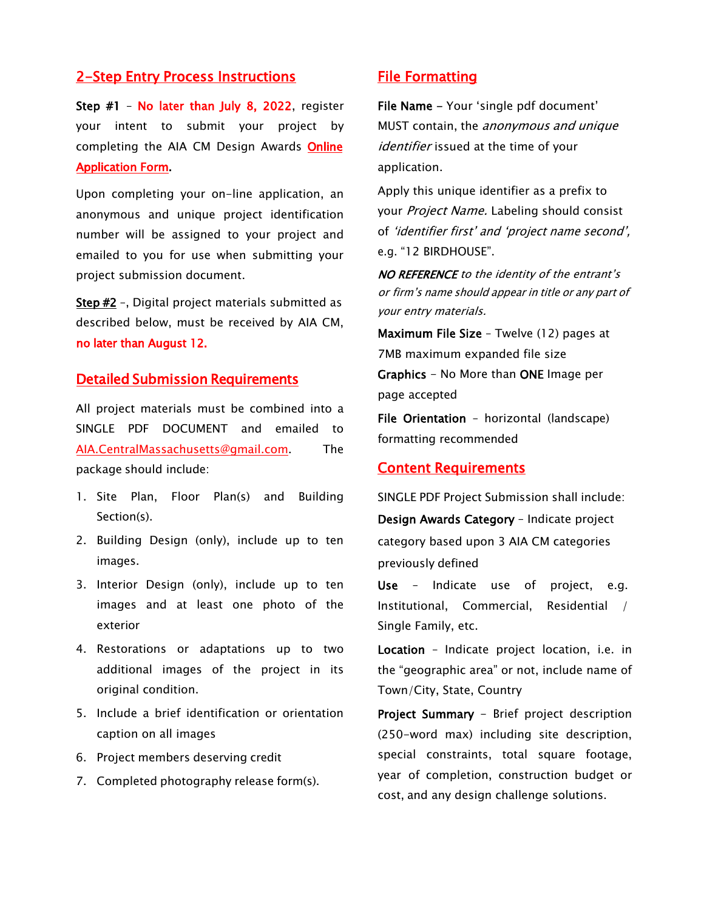## 2-Step Entry Process Instructions

**Step #1** – **No later than July 8, 2022**, register your intent to submit your project by completing the AIA CM Design Awards **Online Application Form**.

Upon completing your on-line application, an anonymous and unique project identification number will be assigned to your project and emailed to you for use when submitting your project submission document.

**Step #2** –, Digital project materials submitted as described below, must be received by AIA CM, **no later than August 12.**

## Detailed Submission Requirements

All project materials must be combined into a SINGLE PDF DOCUMENT and emailed to AIA.CentralMassachusetts@gmail.com. The package should include:

1. Site Plan, Floor Plan(s) and Building Section(s).
2. Building Design (only), include up to ten images.
3. Interior Design (only), include up to ten images and at least one photo of the exterior
4. Restorations or adaptations up to two additional images of the project in its original condition.
5. Include a brief identification or orientation caption on all images
6. Project members deserving credit
7. Completed photography release form(s).

## File Formatting

**File Name** – Your 'single pdf document' MUST contain, the *anonymous and unique identifier* issued at the time of your application.

Apply this unique identifier as a prefix to your *Project Name.* Labeling should consist of *'identifier first' and 'project name second'*, e.g. "12 BIRDHOUSE".

***NO REFERENCE*** *to the identity of the entrant's or firm's name should appear in title or any part of your entry materials.*

**Maximum File Size** – Twelve (12) pages at 7MB maximum expanded file size

**Graphics** – No More than **ONE** Image per page accepted

**File Orientation** – horizontal (landscape) formatting recommended

## Content Requirements

SINGLE PDF Project Submission shall include:

**Design Awards Category** – Indicate project category based upon 3 AIA CM categories previously defined

**Use** – Indicate use of project, e.g. Institutional, Commercial, Residential / Single Family, etc.

**Location** – Indicate project location, i.e. in the "geographic area" or not, include name of Town/City, State, Country

**Project Summary** – Brief project description (250-word max) including site description, special constraints, total square footage, year of completion, construction budget or cost, and any design challenge solutions.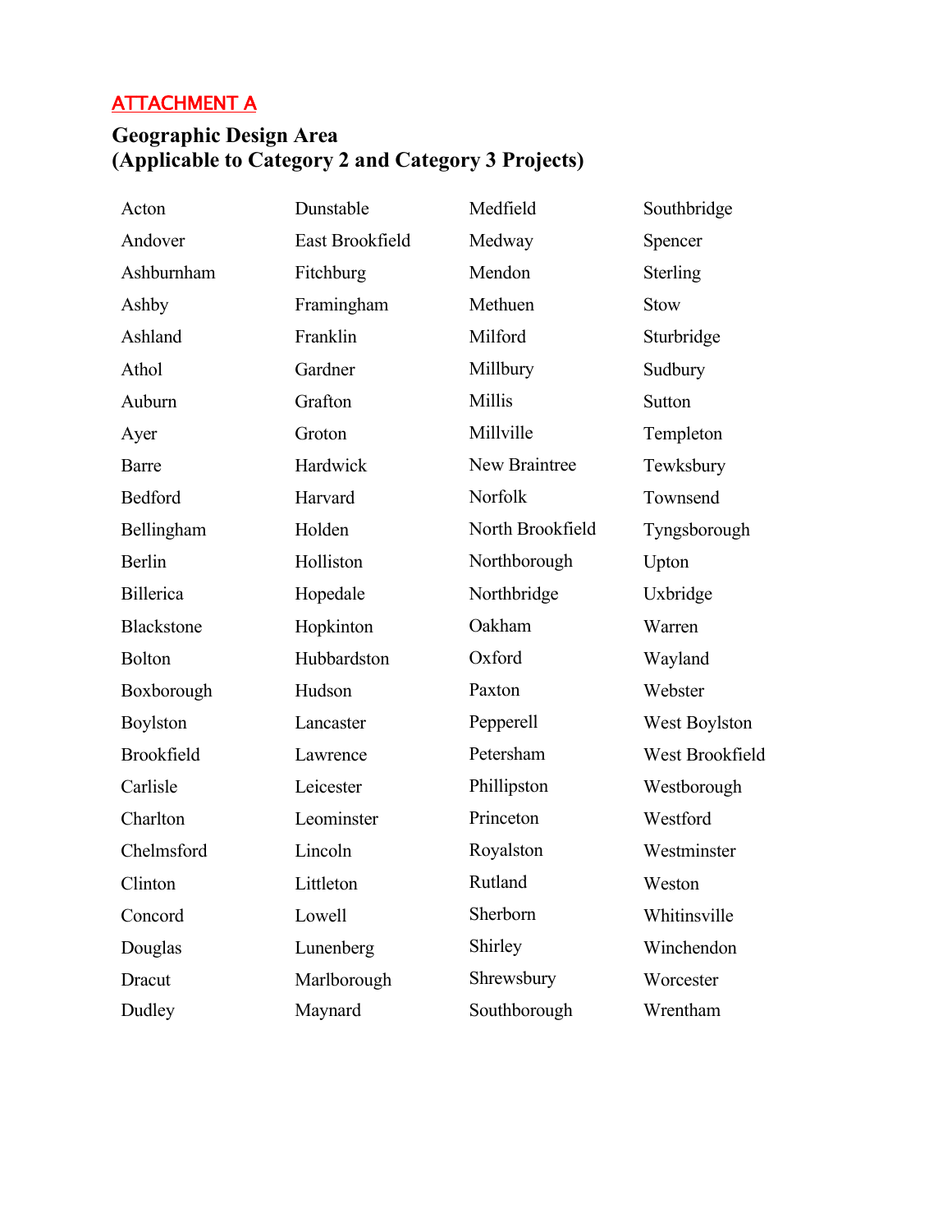## ATTACHMENT A

### Geographic Design Area
### (Applicable to Category 2 and Category 3 Projects)

| | | | |
|---|---|---|---|
| Acton | Dunstable | Medfield | Southbridge |
| Andover | East Brookfield | Medway | Spencer |
| Ashburnham | Fitchburg | Mendon | Sterling |
| Ashby | Framingham | Methuen | Stow |
| Ashland | Franklin | Milford | Sturbridge |
| Athol | Gardner | Millbury | Sudbury |
| Auburn | Grafton | Millis | Sutton |
| Ayer | Groton | Millville | Templeton |
| Barre | Hardwick | New Braintree | Tewksbury |
| Bedford | Harvard | Norfolk | Townsend |
| Bellingham | Holden | North Brookfield | Tyngsborough |
| Berlin | Holliston | Northborough | Upton |
| Billerica | Hopedale | Northbridge | Uxbridge |
| Blackstone | Hopkinton | Oakham | Warren |
| Bolton | Hubbardston | Oxford | Wayland |
| Boxborough | Hudson | Paxton | Webster |
| Boylston | Lancaster | Pepperell | West Boylston |
| Brookfield | Lawrence | Petersham | West Brookfield |
| Carlisle | Leicester | Phillipston | Westborough |
| Charlton | Leominster | Princeton | Westford |
| Chelmsford | Lincoln | Royalston | Westminster |
| Clinton | Littleton | Rutland | Weston |
| Concord | Lowell | Sherborn | Whitinsville |
| Douglas | Lunenberg | Shirley | Winchendon |
| Dracut | Marlborough | Shrewsbury | Worcester |
| Dudley | Maynard | Southborough | Wrentham |